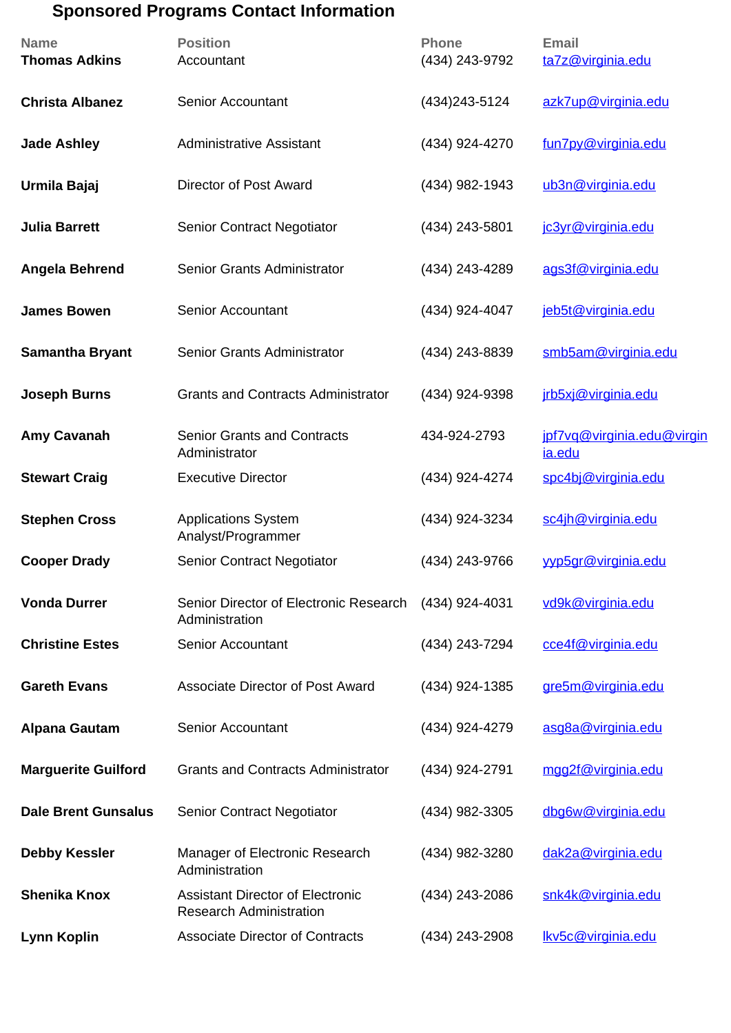# Sponsored Programs Contact Information

| Name | Position | Phone | Email |
|---|---|---|---|
| **Thomas Adkins** | Accountant | (434) 243-9792 | ta7z@virginia.edu |
| **Christa Albanez** | Senior Accountant | (434)243-5124 | azk7up@virginia.edu |
| **Jade Ashley** | Administrative Assistant | (434) 924-4270 | fun7py@virginia.edu |
| **Urmila Bajaj** | Director of Post Award | (434) 982-1943 | ub3n@virginia.edu |
| **Julia Barrett** | Senior Contract Negotiator | (434) 243-5801 | jc3yr@virginia.edu |
| **Angela Behrend** | Senior Grants Administrator | (434) 243-4289 | ags3f@virginia.edu |
| **James Bowen** | Senior Accountant | (434) 924-4047 | jeb5t@virginia.edu |
| **Samantha Bryant** | Senior Grants Administrator | (434) 243-8839 | smb5am@virginia.edu |
| **Joseph Burns** | Grants and Contracts Administrator | (434) 924-9398 | jrb5xj@virginia.edu |
| **Amy Cavanah** | Senior Grants and Contracts Administrator | 434-924-2793 | jpf7vq@virginia.edu@virginia.edu |
| **Stewart Craig** | Executive Director | (434) 924-4274 | spc4bj@virginia.edu |
| **Stephen Cross** | Applications System Analyst/Programmer | (434) 924-3234 | sc4jh@virginia.edu |
| **Cooper Drady** | Senior Contract Negotiator | (434) 243-9766 | yyp5gr@virginia.edu |
| **Vonda Durrer** | Senior Director of Electronic Research Administration | (434) 924-4031 | vd9k@virginia.edu |
| **Christine Estes** | Senior Accountant | (434) 243-7294 | cce4f@virginia.edu |
| **Gareth Evans** | Associate Director of Post Award | (434) 924-1385 | gre5m@virginia.edu |
| **Alpana Gautam** | Senior Accountant | (434) 924-4279 | asg8a@virginia.edu |
| **Marguerite Guilford** | Grants and Contracts Administrator | (434) 924-2791 | mgg2f@virginia.edu |
| **Dale Brent Gunsalus** | Senior Contract Negotiator | (434) 982-3305 | dbg6w@virginia.edu |
| **Debby Kessler** | Manager of Electronic Research Administration | (434) 982-3280 | dak2a@virginia.edu |
| **Shenika Knox** | Assistant Director of Electronic Research Administration | (434) 243-2086 | snk4k@virginia.edu |
| **Lynn Koplin** | Associate Director of Contracts | (434) 243-2908 | lkv5c@virginia.edu |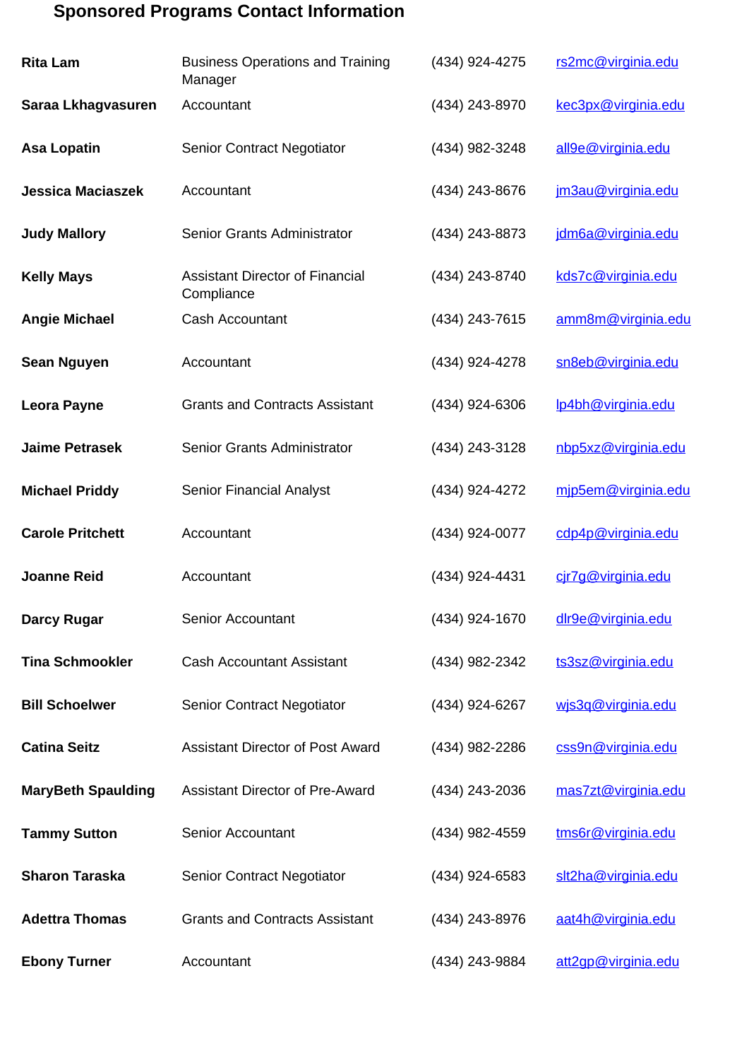## Sponsored Programs Contact Information

| Name | Title | Phone | Email |
|---|---|---|---|
| **Rita Lam** | Business Operations and Training Manager | (434) 924-4275 | rs2mc@virginia.edu |
| **Saraa Lkhagvasuren** | Accountant | (434) 243-8970 | kec3px@virginia.edu |
| **Asa Lopatin** | Senior Contract Negotiator | (434) 982-3248 | all9e@virginia.edu |
| **Jessica Maciaszek** | Accountant | (434) 243-8676 | jm3au@virginia.edu |
| **Judy Mallory** | Senior Grants Administrator | (434) 243-8873 | jdm6a@virginia.edu |
| **Kelly Mays** | Assistant Director of Financial Compliance | (434) 243-8740 | kds7c@virginia.edu |
| **Angie Michael** | Cash Accountant | (434) 243-7615 | amm8m@virginia.edu |
| **Sean Nguyen** | Accountant | (434) 924-4278 | sn8eb@virginia.edu |
| **Leora Payne** | Grants and Contracts Assistant | (434) 924-6306 | lp4bh@virginia.edu |
| **Jaime Petrasek** | Senior Grants Administrator | (434) 243-3128 | nbp5xz@virginia.edu |
| **Michael Priddy** | Senior Financial Analyst | (434) 924-4272 | mjp5em@virginia.edu |
| **Carole Pritchett** | Accountant | (434) 924-0077 | cdp4p@virginia.edu |
| **Joanne Reid** | Accountant | (434) 924-4431 | cjr7g@virginia.edu |
| **Darcy Rugar** | Senior Accountant | (434) 924-1670 | dlr9e@virginia.edu |
| **Tina Schmookler** | Cash Accountant Assistant | (434) 982-2342 | ts3sz@virginia.edu |
| **Bill Schoelwer** | Senior Contract Negotiator | (434) 924-6267 | wjs3q@virginia.edu |
| **Catina Seitz** | Assistant Director of Post Award | (434) 982-2286 | css9n@virginia.edu |
| **MaryBeth Spaulding** | Assistant Director of Pre-Award | (434) 243-2036 | mas7zt@virginia.edu |
| **Tammy Sutton** | Senior Accountant | (434) 982-4559 | tms6r@virginia.edu |
| **Sharon Taraska** | Senior Contract Negotiator | (434) 924-6583 | slt2ha@virginia.edu |
| **Adettra Thomas** | Grants and Contracts Assistant | (434) 243-8976 | aat4h@virginia.edu |
| **Ebony Turner** | Accountant | (434) 243-9884 | att2gp@virginia.edu |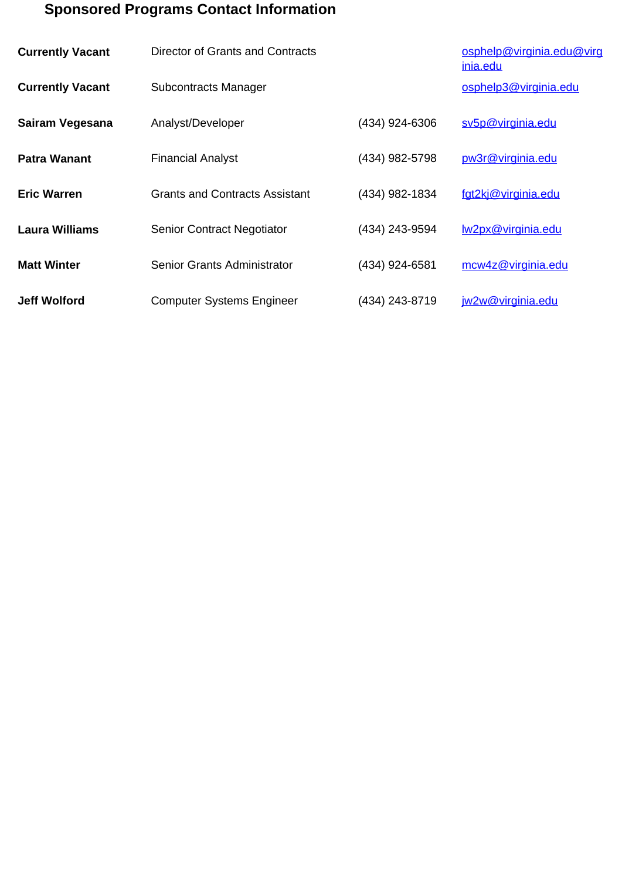## Sponsored Programs Contact Information

| | | | |
|---|---|---|---|
| **Currently Vacant** | Director of Grants and Contracts | | osphelp@virginia.edu@virginia.edu |
| **Currently Vacant** | Subcontracts Manager | | osphelp3@virginia.edu |
| **Sairam Vegesana** | Analyst/Developer | (434) 924-6306 | sv5p@virginia.edu |
| **Patra Wanant** | Financial Analyst | (434) 982-5798 | pw3r@virginia.edu |
| **Eric Warren** | Grants and Contracts Assistant | (434) 982-1834 | fgt2kj@virginia.edu |
| **Laura Williams** | Senior Contract Negotiator | (434) 243-9594 | lw2px@virginia.edu |
| **Matt Winter** | Senior Grants Administrator | (434) 924-6581 | mcw4z@virginia.edu |
| **Jeff Wolford** | Computer Systems Engineer | (434) 243-8719 | jw2w@virginia.edu |